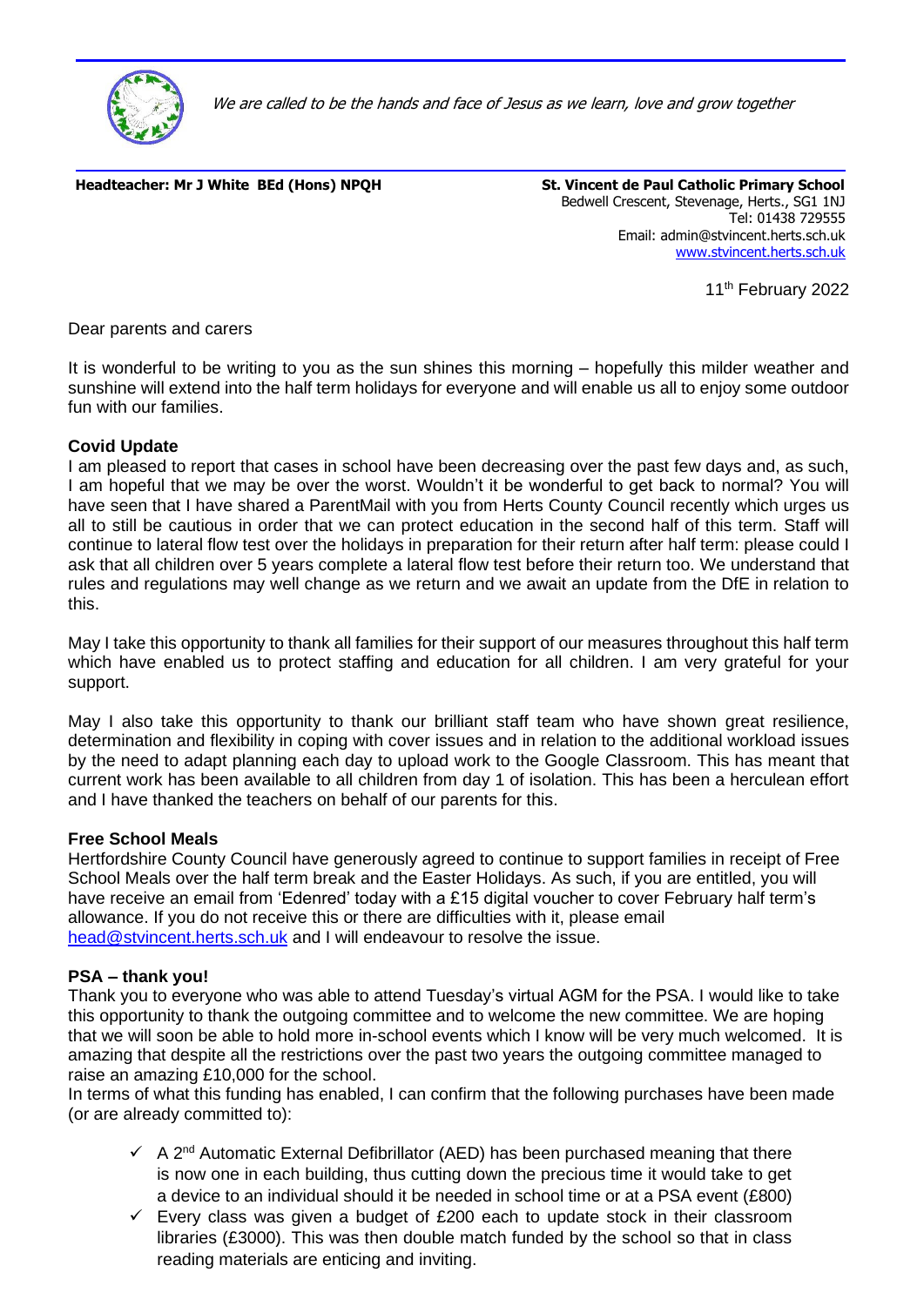*We are called to be the hands and face of Jesus as we learn, love and grow together*

**Headteacher: Mr J White BEd (Hons) NPQH**

**St. Vincent de Paul Catholic Primary School**
Bedwell Crescent, Stevenage, Herts., SG1 1NJ
Tel: 01438 729555
Email: admin@stvincent.herts.sch.uk
www.stvincent.herts.sch.uk

11th February 2022

Dear parents and carers

It is wonderful to be writing to you as the sun shines this morning – hopefully this milder weather and sunshine will extend into the half term holidays for everyone and will enable us all to enjoy some outdoor fun with our families.

**Covid Update**

I am pleased to report that cases in school have been decreasing over the past few days and, as such, I am hopeful that we may be over the worst. Wouldn't it be wonderful to get back to normal? You will have seen that I have shared a ParentMail with you from Herts County Council recently which urges us all to still be cautious in order that we can protect education in the second half of this term. Staff will continue to lateral flow test over the holidays in preparation for their return after half term: please could I ask that all children over 5 years complete a lateral flow test before their return too. We understand that rules and regulations may well change as we return and we await an update from the DfE in relation to this.

May I take this opportunity to thank all families for their support of our measures throughout this half term which have enabled us to protect staffing and education for all children. I am very grateful for your support.

May I also take this opportunity to thank our brilliant staff team who have shown great resilience, determination and flexibility in coping with cover issues and in relation to the additional workload issues by the need to adapt planning each day to upload work to the Google Classroom. This has meant that current work has been available to all children from day 1 of isolation. This has been a herculean effort and I have thanked the teachers on behalf of our parents for this.

**Free School Meals**

Hertfordshire County Council have generously agreed to continue to support families in receipt of Free School Meals over the half term break and the Easter Holidays. As such, if you are entitled, you will have receive an email from 'Edenred' today with a £15 digital voucher to cover February half term's allowance. If you do not receive this or there are difficulties with it, please email head@stvincent.herts.sch.uk and I will endeavour to resolve the issue.

**PSA – thank you!**

Thank you to everyone who was able to attend Tuesday's virtual AGM for the PSA. I would like to take this opportunity to thank the outgoing committee and to welcome the new committee. We are hoping that we will soon be able to hold more in-school events which I know will be very much welcomed. It is amazing that despite all the restrictions over the past two years the outgoing committee managed to raise an amazing £10,000 for the school.

In terms of what this funding has enabled, I can confirm that the following purchases have been made (or are already committed to):

- ✓ A 2nd Automatic External Defibrillator (AED) has been purchased meaning that there is now one in each building, thus cutting down the precious time it would take to get a device to an individual should it be needed in school time or at a PSA event (£800)
- ✓ Every class was given a budget of £200 each to update stock in their classroom libraries (£3000). This was then double match funded by the school so that in class reading materials are enticing and inviting.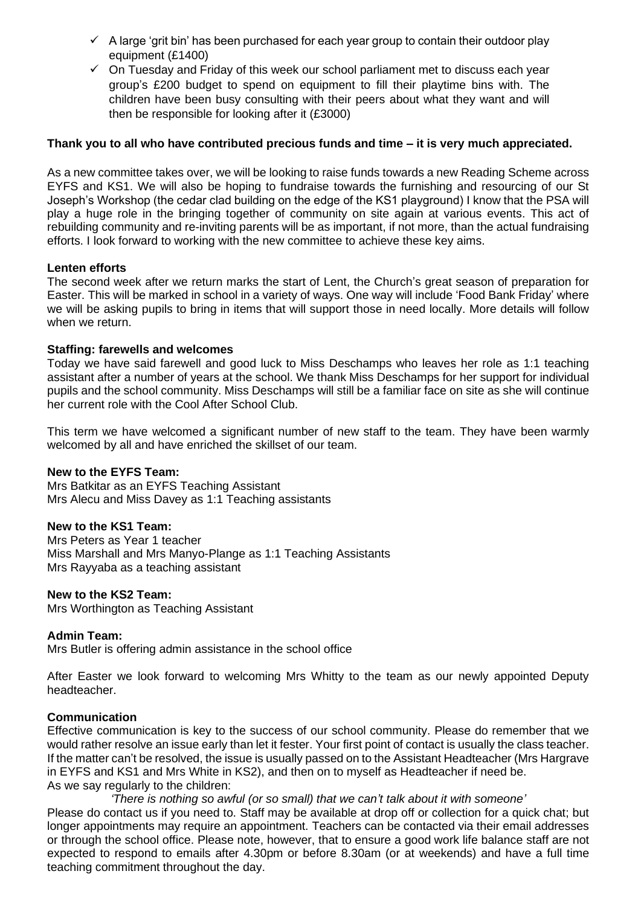- ✓ A large 'grit bin' has been purchased for each year group to contain their outdoor play equipment (£1400)
- ✓ On Tuesday and Friday of this week our school parliament met to discuss each year group's £200 budget to spend on equipment to fill their playtime bins with. The children have been busy consulting with their peers about what they want and will then be responsible for looking after it (£3000)

**Thank you to all who have contributed precious funds and time – it is very much appreciated.**

As a new committee takes over, we will be looking to raise funds towards a new Reading Scheme across EYFS and KS1. We will also be hoping to fundraise towards the furnishing and resourcing of our St Joseph's Workshop (the cedar clad building on the edge of the KS1 playground) I know that the PSA will play a huge role in the bringing together of community on site again at various events. This act of rebuilding community and re-inviting parents will be as important, if not more, than the actual fundraising efforts. I look forward to working with the new committee to achieve these key aims.

**Lenten efforts**

The second week after we return marks the start of Lent, the Church's great season of preparation for Easter. This will be marked in school in a variety of ways. One way will include 'Food Bank Friday' where we will be asking pupils to bring in items that will support those in need locally. More details will follow when we return.

**Staffing: farewells and welcomes**

Today we have said farewell and good luck to Miss Deschamps who leaves her role as 1:1 teaching assistant after a number of years at the school. We thank Miss Deschamps for her support for individual pupils and the school community. Miss Deschamps will still be a familiar face on site as she will continue her current role with the Cool After School Club.

This term we have welcomed a significant number of new staff to the team. They have been warmly welcomed by all and have enriched the skillset of our team.

**New to the EYFS Team:**

Mrs Batkitar as an EYFS Teaching Assistant
Mrs Alecu and Miss Davey as 1:1 Teaching assistants

**New to the KS1 Team:**

Mrs Peters as Year 1 teacher
Miss Marshall and Mrs Manyo-Plange as 1:1 Teaching Assistants
Mrs Rayyaba as a teaching assistant

**New to the KS2 Team:**

Mrs Worthington as Teaching Assistant

**Admin Team:**

Mrs Butler is offering admin assistance in the school office

After Easter we look forward to welcoming Mrs Whitty to the team as our newly appointed Deputy headteacher.

**Communication**

Effective communication is key to the success of our school community. Please do remember that we would rather resolve an issue early than let it fester. Your first point of contact is usually the class teacher. If the matter can't be resolved, the issue is usually passed on to the Assistant Headteacher (Mrs Hargrave in EYFS and KS1 and Mrs White in KS2), and then on to myself as Headteacher if need be.
As we say regularly to the children:

*'There is nothing so awful (or so small) that we can't talk about it with someone'*

Please do contact us if you need to. Staff may be available at drop off or collection for a quick chat; but longer appointments may require an appointment. Teachers can be contacted via their email addresses or through the school office. Please note, however, that to ensure a good work life balance staff are not expected to respond to emails after 4.30pm or before 8.30am (or at weekends) and have a full time teaching commitment throughout the day.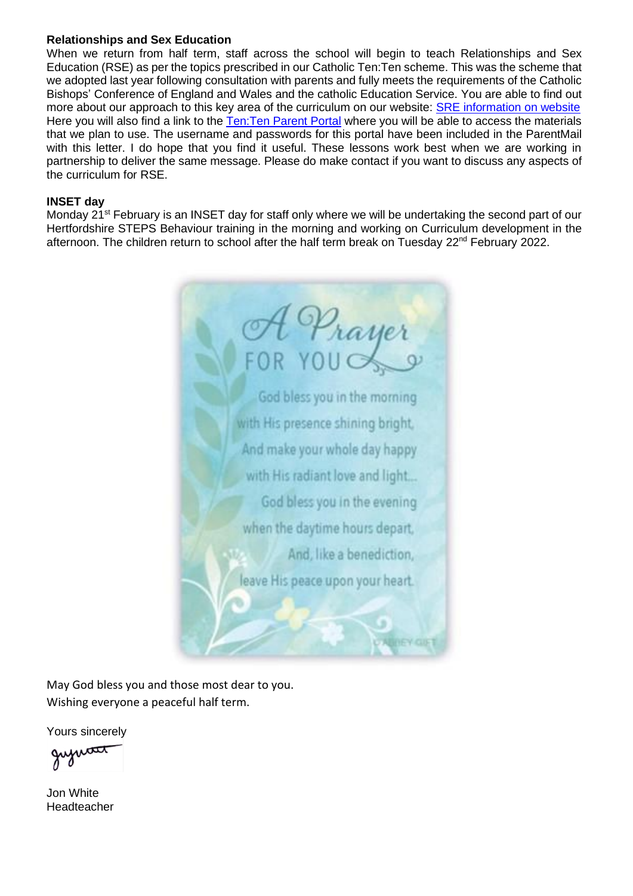**Relationships and Sex Education**

When we return from half term, staff across the school will begin to teach Relationships and Sex Education (RSE) as per the topics prescribed in our Catholic Ten:Ten scheme. This was the scheme that we adopted last year following consultation with parents and fully meets the requirements of the Catholic Bishops' Conference of England and Wales and the catholic Education Service. You are able to find out more about our approach to this key area of the curriculum on our website: SRE information on website Here you will also find a link to the Ten:Ten Parent Portal where you will be able to access the materials that we plan to use. The username and passwords for this portal have been included in the ParentMail with this letter. I do hope that you find it useful. These lessons work best when we are working in partnership to deliver the same message. Please do make contact if you want to discuss any aspects of the curriculum for RSE.

**INSET day**

Monday 21st February is an INSET day for staff only where we will be undertaking the second part of our Hertfordshire STEPS Behaviour training in the morning and working on Curriculum development in the afternoon. The children return to school after the half term break on Tuesday 22nd February 2022.

A Prayer FOR YOU

God bless you in the morning
with His presence shining bright,
And make your whole day happy
with His radiant love and light...
God bless you in the evening
when the daytime hours depart,
And, like a benediction,
leave His peace upon your heart.

May God bless you and those most dear to you.
Wishing everyone a peaceful half term.

Yours sincerely

Jon White
Headteacher